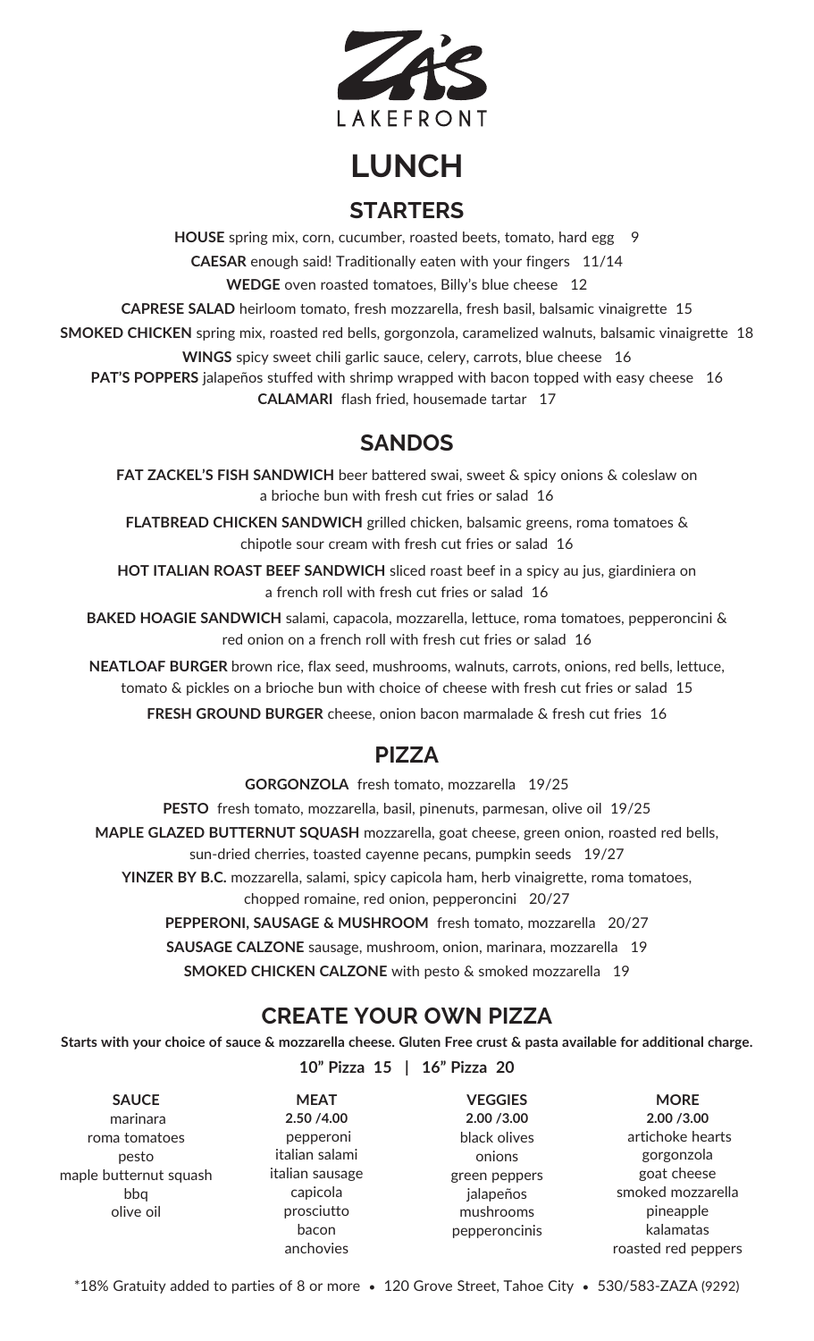# ZA'S LAKEFRONT

# LUNCH

## STARTERS

**HOUSE** spring mix, corn, cucumber, roasted beets, tomato, hard egg 9

**CAESAR** enough said! Traditionally eaten with your fingers 11/14

**WEDGE** oven roasted tomatoes, Billy's blue cheese 12

**CAPRESE SALAD** heirloom tomato, fresh mozzarella, fresh basil, balsamic vinaigrette 15

**SMOKED CHICKEN** spring mix, roasted red bells, gorgonzola, caramelized walnuts, balsamic vinaigrette 18

**WINGS** spicy sweet chili garlic sauce, celery, carrots, blue cheese 16

**PAT'S POPPERS** jalapeños stuffed with shrimp wrapped with bacon topped with easy cheese 16

**CALAMARI** flash fried, housemade tartar 17

## SANDOS

**FAT ZACKEL'S FISH SANDWICH** beer battered swai, sweet & spicy onions & coleslaw on a brioche bun with fresh cut fries or salad 16

**FLATBREAD CHICKEN SANDWICH** grilled chicken, balsamic greens, roma tomatoes & chipotle sour cream with fresh cut fries or salad 16

**HOT ITALIAN ROAST BEEF SANDWICH** sliced roast beef in a spicy au jus, giardiniera on a french roll with fresh cut fries or salad 16

**BAKED HOAGIE SANDWICH** salami, capacola, mozzarella, lettuce, roma tomatoes, pepperoncini & red onion on a french roll with fresh cut fries or salad 16

**NEATLOAF BURGER** brown rice, flax seed, mushrooms, walnuts, carrots, onions, red bells, lettuce, tomato & pickles on a brioche bun with choice of cheese with fresh cut fries or salad 15

**FRESH GROUND BURGER** cheese, onion bacon marmalade & fresh cut fries 16

## PIZZA

**GORGONZOLA** fresh tomato, mozzarella 19/25

**PESTO** fresh tomato, mozzarella, basil, pinenuts, parmesan, olive oil 19/25

**MAPLE GLAZED BUTTERNUT SQUASH** mozzarella, goat cheese, green onion, roasted red bells, sun-dried cherries, toasted cayenne pecans, pumpkin seeds 19/27

**YINZER BY B.C.** mozzarella, salami, spicy capicola ham, herb vinaigrette, roma tomatoes, chopped romaine, red onion, pepperoncini 20/27

**PEPPERONI, SAUSAGE & MUSHROOM** fresh tomato, mozzarella 20/27

**SAUSAGE CALZONE** sausage, mushroom, onion, marinara, mozzarella 19

**SMOKED CHICKEN CALZONE** with pesto & smoked mozzarella 19

## CREATE YOUR OWN PIZZA

**Starts with your choice of sauce & mozzarella cheese. Gluten Free crust & pasta available for additional charge.**

**10" Pizza 15 | 16" Pizza 20**

| SAUCE | MEAT 2.50 /4.00 | VEGGIES 2.00 /3.00 | MORE 2.00 /3.00 |
|---|---|---|---|
| marinara | pepperoni | black olives | artichoke hearts |
| roma tomatoes | italian salami | onions | gorgonzola |
| pesto | italian sausage | green peppers | goat cheese |
| maple butternut squash | capicola | jalapeños | smoked mozzarella |
| bbq | prosciutto | mushrooms | pineapple |
| olive oil | bacon | pepperoncinis | kalamatas |
| | anchovies | | roasted red peppers |

*18% Gratuity added to parties of 8 or more • 120 Grove Street, Tahoe City • 530/583-ZAZA (9292)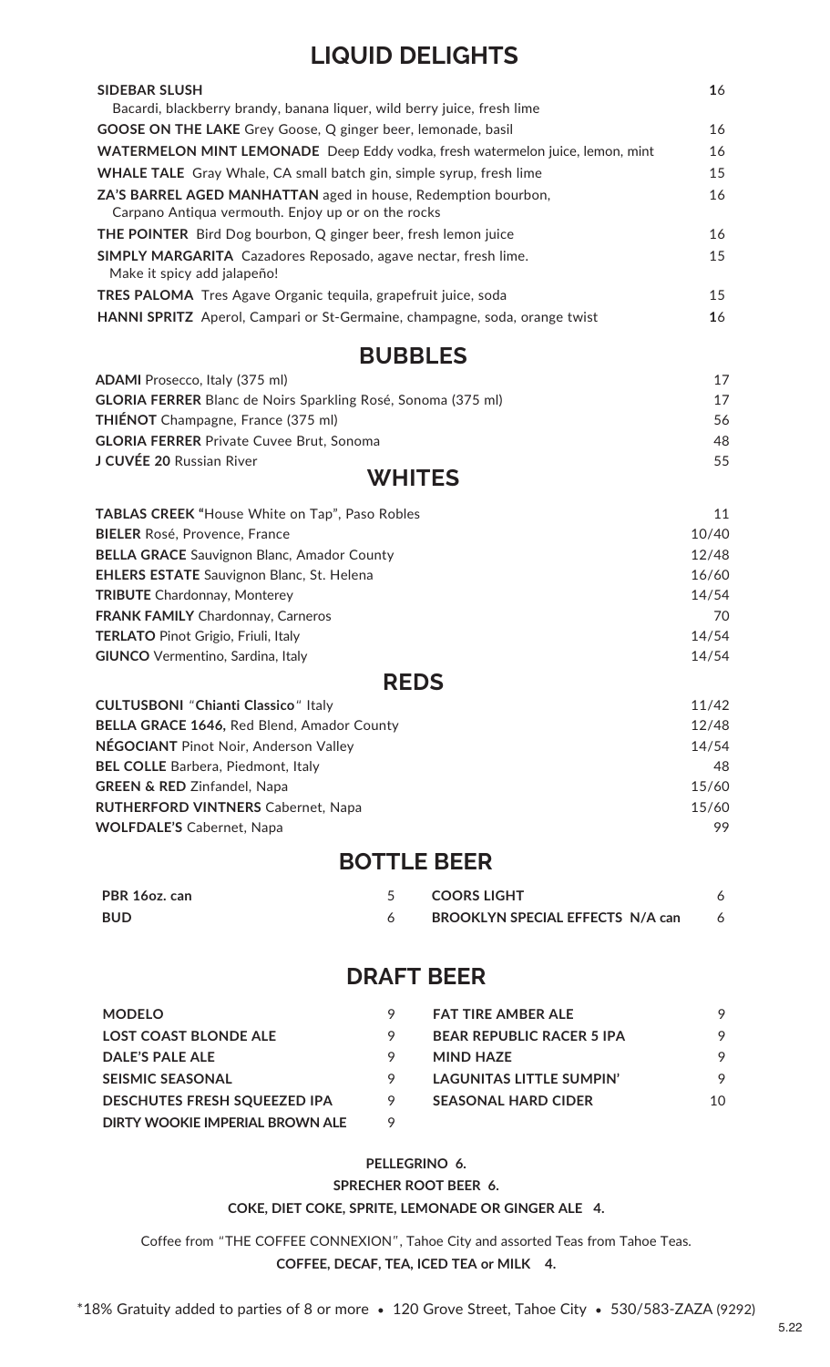# LIQUID DELIGHTS

| | |
|---|---|
| **SIDEBAR SLUSH** Bacardi, blackberry brandy, banana liquer, wild berry juice, fresh lime | 16 |
| **GOOSE ON THE LAKE** Grey Goose, Q ginger beer, lemonade, basil | 16 |
| **WATERMELON MINT LEMONADE** Deep Eddy vodka, fresh watermelon juice, lemon, mint | 16 |
| **WHALE TALE** Gray Whale, CA small batch gin, simple syrup, fresh lime | 15 |
| **ZA'S BARREL AGED MANHATTAN** aged in house, Redemption bourbon, Carpano Antiqua vermouth. Enjoy up or on the rocks | 16 |
| **THE POINTER** Bird Dog bourbon, Q ginger beer, fresh lemon juice | 16 |
| **SIMPLY MARGARITA** Cazadores Reposado, agave nectar, fresh lime. Make it spicy add jalapeño! | 15 |
| **TRES PALOMA** Tres Agave Organic tequila, grapefruit juice, soda | 15 |
| **HANNI SPRITZ** Aperol, Campari or St-Germaine, champagne, soda, orange twist | 16 |

## BUBBLES

| | |
|---|---|
| **ADAMI** Prosecco, Italy (375 ml) | 17 |
| **GLORIA FERRER** Blanc de Noirs Sparkling Rosé, Sonoma (375 ml) | 17 |
| **THIÉNOT** Champagne, France (375 ml) | 56 |
| **GLORIA FERRER** Private Cuvee Brut, Sonoma | 48 |
| **J CUVÉE 20** Russian River | 55 |

## WHITES

| | |
|---|---|
| **TABLAS CREEK** "House White on Tap", Paso Robles | 11 |
| **BIELER** Rosé, Provence, France | 10/40 |
| **BELLA GRACE** Sauvignon Blanc, Amador County | 12/48 |
| **EHLERS ESTATE** Sauvignon Blanc, St. Helena | 16/60 |
| **TRIBUTE** Chardonnay, Monterey | 14/54 |
| **FRANK FAMILY** Chardonnay, Carneros | 70 |
| **TERLATO** Pinot Grigio, Friuli, Italy | 14/54 |
| **GIUNCO** Vermentino, Sardina, Italy | 14/54 |

## REDS

| | |
|---|---|
| **CULTUSBONI** "**Chianti Classico**" Italy | 11/42 |
| **BELLA GRACE 1646,** Red Blend, Amador County | 12/48 |
| **NÉGOCIANT** Pinot Noir, Anderson Valley | 14/54 |
| **BEL COLLE** Barbera, Piedmont, Italy | 48 |
| **GREEN & RED** Zinfandel, Napa | 15/60 |
| **RUTHERFORD VINTNERS** Cabernet, Napa | 15/60 |
| **WOLFDALE'S** Cabernet, Napa | 99 |

## BOTTLE BEER

| | | | |
|---|---|---|---|
| **PBR 16oz. can** | 5 | **COORS LIGHT** | 6 |
| **BUD** | 6 | **BROOKLYN SPECIAL EFFECTS N/A can** | 6 |

## DRAFT BEER

| | | | |
|---|---|---|---|
| **MODELO** | 9 | **FAT TIRE AMBER ALE** | 9 |
| **LOST COAST BLONDE ALE** | 9 | **BEAR REPUBLIC RACER 5 IPA** | 9 |
| **DALE'S PALE ALE** | 9 | **MIND HAZE** | 9 |
| **SEISMIC SEASONAL** | 9 | **LAGUNITAS LITTLE SUMPIN'** | 9 |
| **DESCHUTES FRESH SQUEEZED IPA** | 9 | **SEASONAL HARD CIDER** | 10 |
| **DIRTY WOOKIE IMPERIAL BROWN ALE** | 9 | | |

**PELLEGRINO 6.**

**SPRECHER ROOT BEER 6.**

**COKE, DIET COKE, SPRITE, LEMONADE OR GINGER ALE 4.**

Coffee from "THE COFFEE CONNEXION", Tahoe City and assorted Teas from Tahoe Teas.

**COFFEE, DECAF, TEA, ICED TEA or MILK 4.**

*18% Gratuity added to parties of 8 or more • 120 Grove Street, Tahoe City • 530/583-ZAZA (9292)

5.22